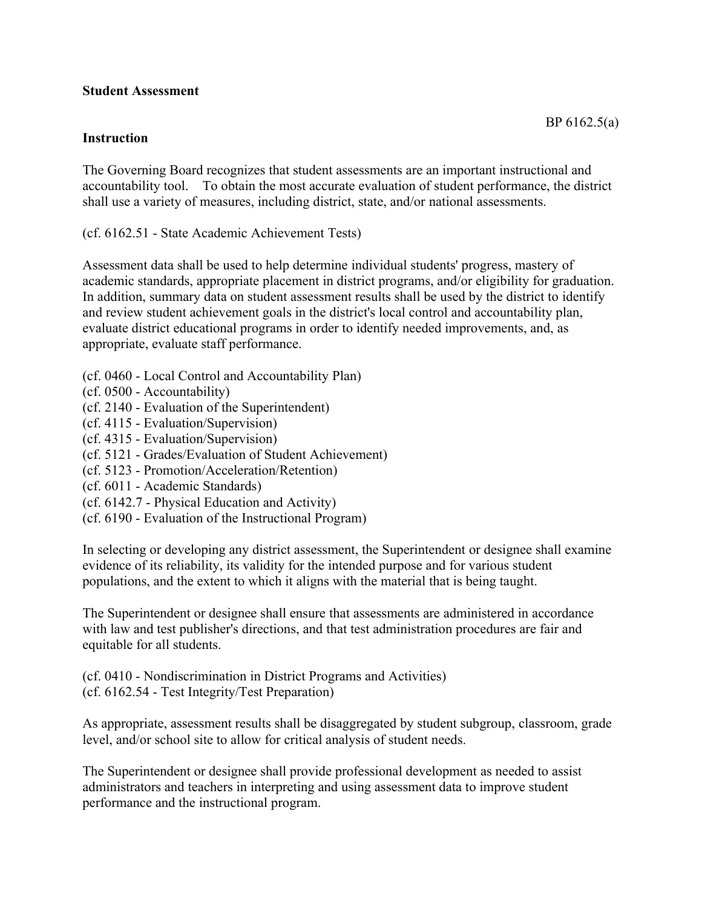**Student Assessment**

BP 6162.5(a)

**Instruction**

The Governing Board recognizes that student assessments are an important instructional and accountability tool. To obtain the most accurate evaluation of student performance, the district shall use a variety of measures, including district, state, and/or national assessments.

(cf. 6162.51 - State Academic Achievement Tests)

Assessment data shall be used to help determine individual students' progress, mastery of academic standards, appropriate placement in district programs, and/or eligibility for graduation. In addition, summary data on student assessment results shall be used by the district to identify and review student achievement goals in the district's local control and accountability plan, evaluate district educational programs in order to identify needed improvements, and, as appropriate, evaluate staff performance.

(cf. 0460 - Local Control and Accountability Plan)
(cf. 0500 - Accountability)
(cf. 2140 - Evaluation of the Superintendent)
(cf. 4115 - Evaluation/Supervision)
(cf. 4315 - Evaluation/Supervision)
(cf. 5121 - Grades/Evaluation of Student Achievement)
(cf. 5123 - Promotion/Acceleration/Retention)
(cf. 6011 - Academic Standards)
(cf. 6142.7 - Physical Education and Activity)
(cf. 6190 - Evaluation of the Instructional Program)

In selecting or developing any district assessment, the Superintendent or designee shall examine evidence of its reliability, its validity for the intended purpose and for various student populations, and the extent to which it aligns with the material that is being taught.

The Superintendent or designee shall ensure that assessments are administered in accordance with law and test publisher's directions, and that test administration procedures are fair and equitable for all students.

(cf. 0410 - Nondiscrimination in District Programs and Activities)
(cf. 6162.54 - Test Integrity/Test Preparation)

As appropriate, assessment results shall be disaggregated by student subgroup, classroom, grade level, and/or school site to allow for critical analysis of student needs.

The Superintendent or designee shall provide professional development as needed to assist administrators and teachers in interpreting and using assessment data to improve student performance and the instructional program.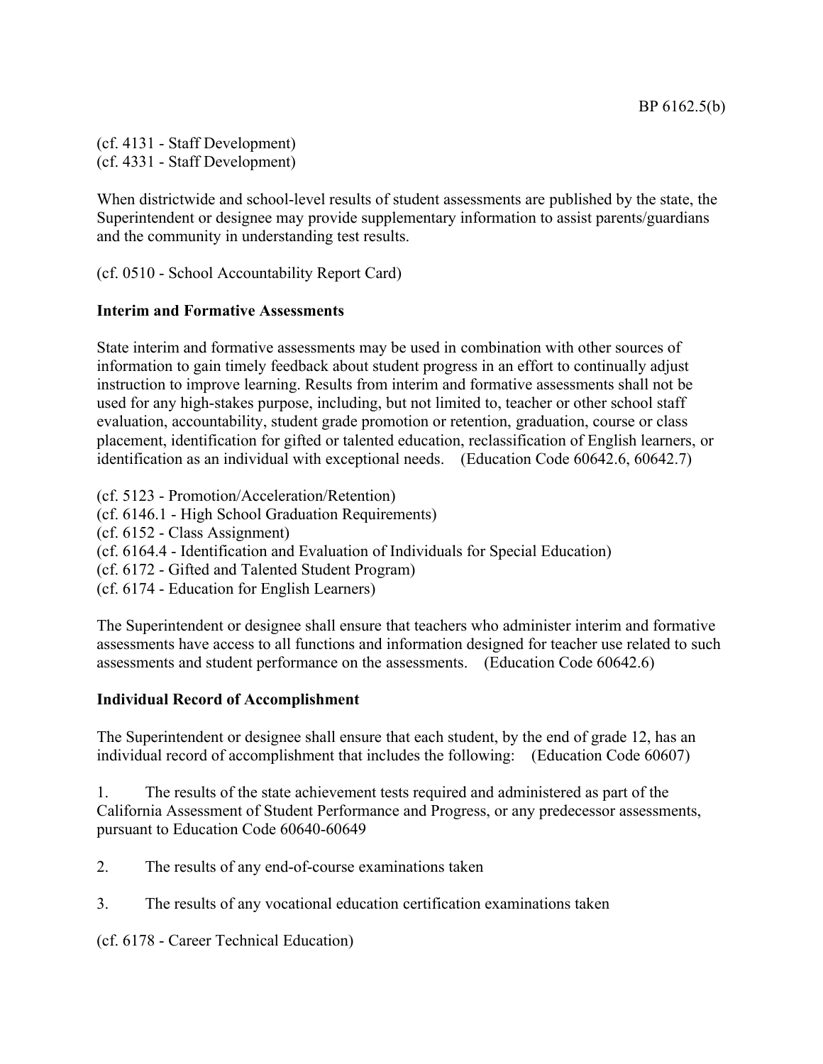(cf. 4131 - Staff Development)
(cf. 4331 - Staff Development)

When districtwide and school-level results of student assessments are published by the state, the Superintendent or designee may provide supplementary information to assist parents/guardians and the community in understanding test results.

(cf. 0510 - School Accountability Report Card)

**Interim and Formative Assessments**

State interim and formative assessments may be used in combination with other sources of information to gain timely feedback about student progress in an effort to continually adjust instruction to improve learning. Results from interim and formative assessments shall not be used for any high-stakes purpose, including, but not limited to, teacher or other school staff evaluation, accountability, student grade promotion or retention, graduation, course or class placement, identification for gifted or talented education, reclassification of English learners, or identification as an individual with exceptional needs. (Education Code 60642.6, 60642.7)

(cf. 5123 - Promotion/Acceleration/Retention)
(cf. 6146.1 - High School Graduation Requirements)
(cf. 6152 - Class Assignment)
(cf. 6164.4 - Identification and Evaluation of Individuals for Special Education)
(cf. 6172 - Gifted and Talented Student Program)
(cf. 6174 - Education for English Learners)

The Superintendent or designee shall ensure that teachers who administer interim and formative assessments have access to all functions and information designed for teacher use related to such assessments and student performance on the assessments. (Education Code 60642.6)

**Individual Record of Accomplishment**

The Superintendent or designee shall ensure that each student, by the end of grade 12, has an individual record of accomplishment that includes the following: (Education Code 60607)

1. The results of the state achievement tests required and administered as part of the California Assessment of Student Performance and Progress, or any predecessor assessments, pursuant to Education Code 60640-60649

2. The results of any end-of-course examinations taken

3. The results of any vocational education certification examinations taken

(cf. 6178 - Career Technical Education)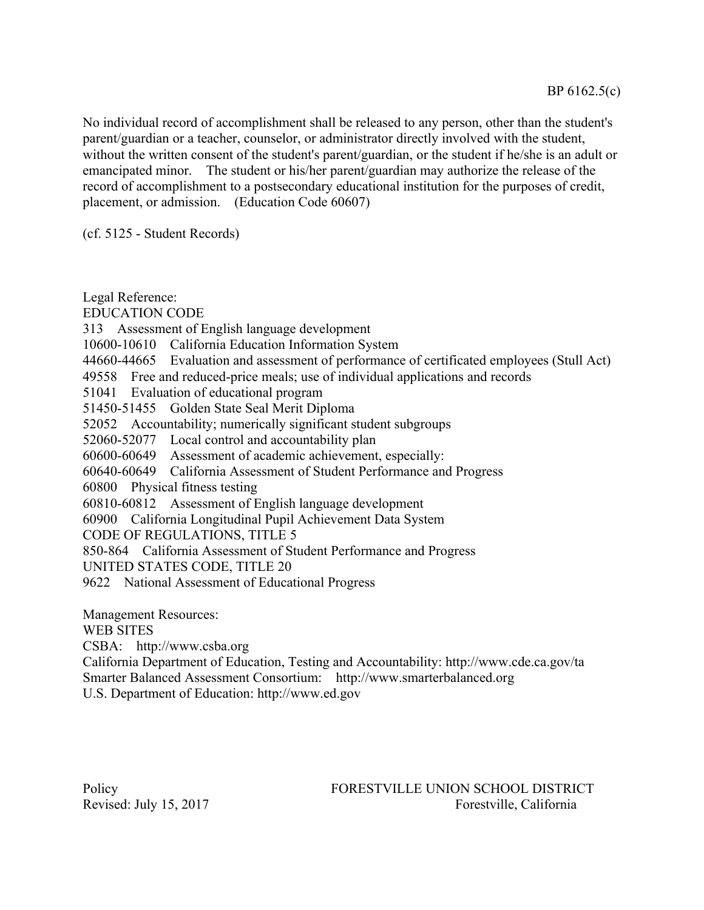No individual record of accomplishment shall be released to any person, other than the student's parent/guardian or a teacher, counselor, or administrator directly involved with the student, without the written consent of the student's parent/guardian, or the student if he/she is an adult or emancipated minor. The student or his/her parent/guardian may authorize the release of the record of accomplishment to a postsecondary educational institution for the purposes of credit, placement, or admission. (Education Code 60607)

(cf. 5125 - Student Records)

Legal Reference:
EDUCATION CODE
313 Assessment of English language development
10600-10610 California Education Information System
44660-44665 Evaluation and assessment of performance of certificated employees (Stull Act)
49558 Free and reduced-price meals; use of individual applications and records
51041 Evaluation of educational program
51450-51455 Golden State Seal Merit Diploma
52052 Accountability; numerically significant student subgroups
52060-52077 Local control and accountability plan
60600-60649 Assessment of academic achievement, especially:
60640-60649 California Assessment of Student Performance and Progress
60800 Physical fitness testing
60810-60812 Assessment of English language development
60900 California Longitudinal Pupil Achievement Data System
CODE OF REGULATIONS, TITLE 5
850-864 California Assessment of Student Performance and Progress
UNITED STATES CODE, TITLE 20
9622 National Assessment of Educational Progress

Management Resources:
WEB SITES
CSBA: http://www.csba.org
California Department of Education, Testing and Accountability: http://www.cde.ca.gov/ta
Smarter Balanced Assessment Consortium: http://www.smarterbalanced.org
U.S. Department of Education: http://www.ed.gov

Policy
Revised: July 15, 2017

FORESTVILLE UNION SCHOOL DISTRICT
Forestville, California